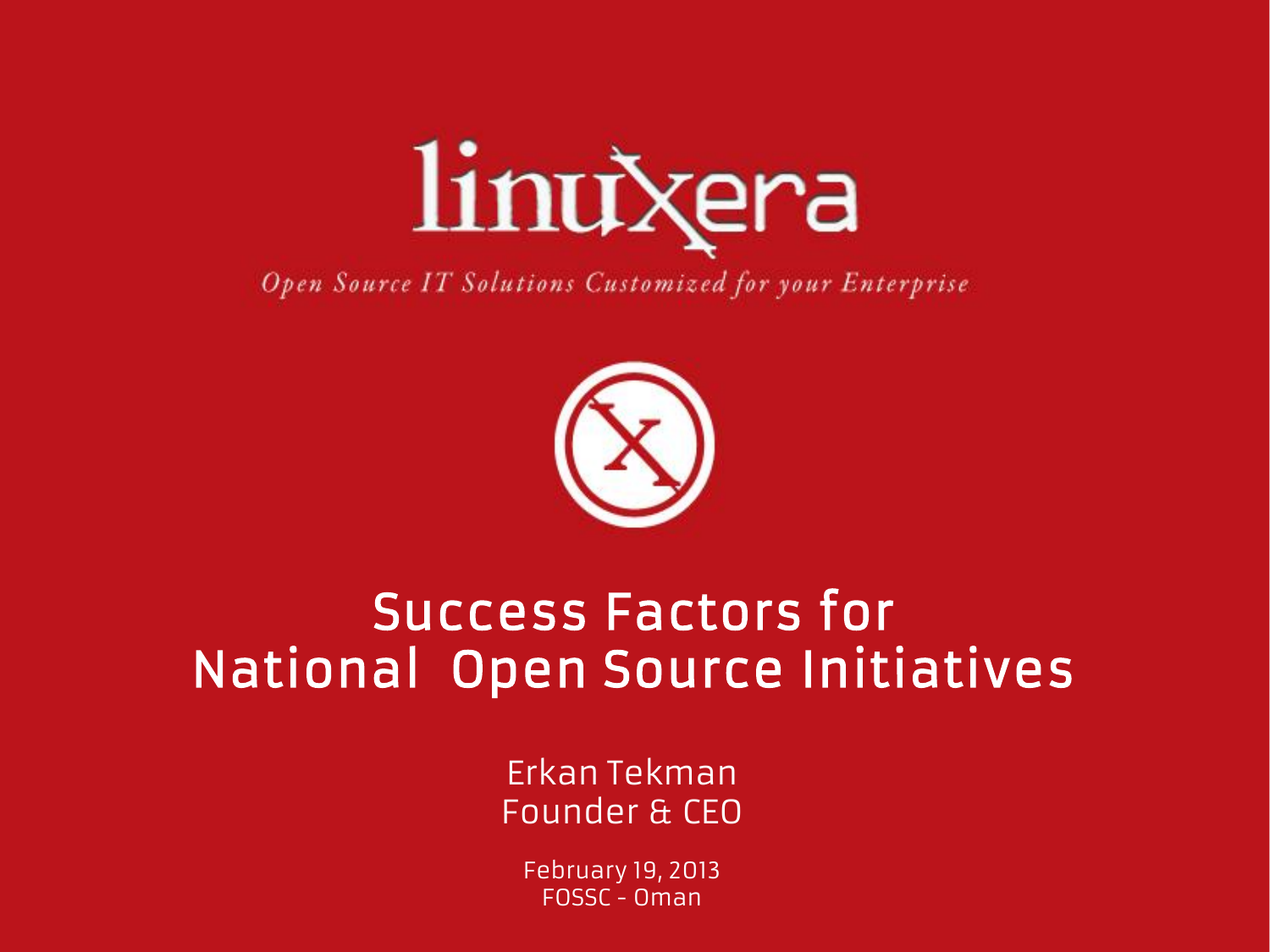linuxera

*Open Source IT Solutions Customized for your Enterprise*

# Success Factors for National Open Source Initiatives

Erkan Tekman
Founder & CEO

February 19, 2013
FOSSC - Oman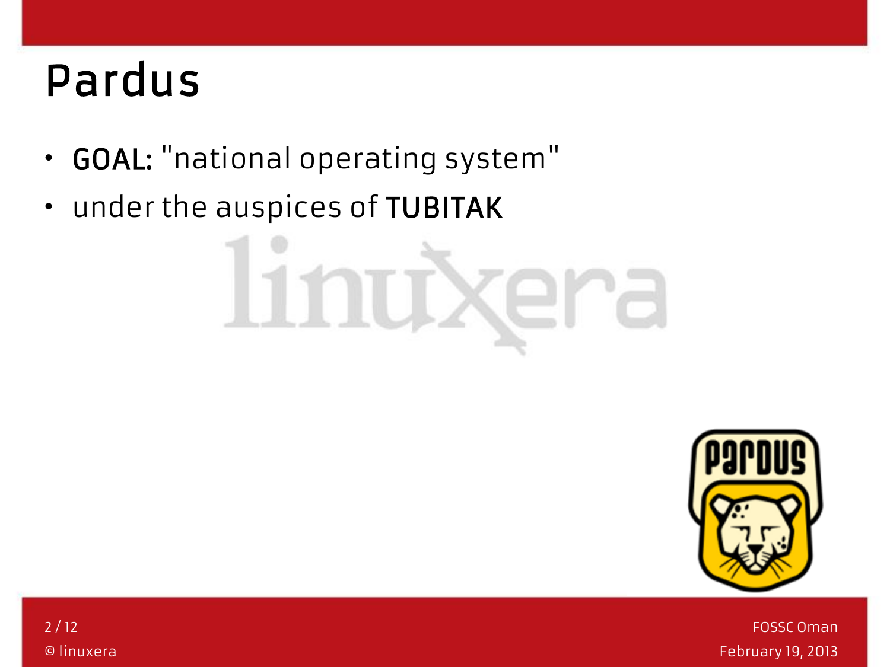# Pardus

- **GOAL:** "national operating system"
- under the auspices of **TUBITAK**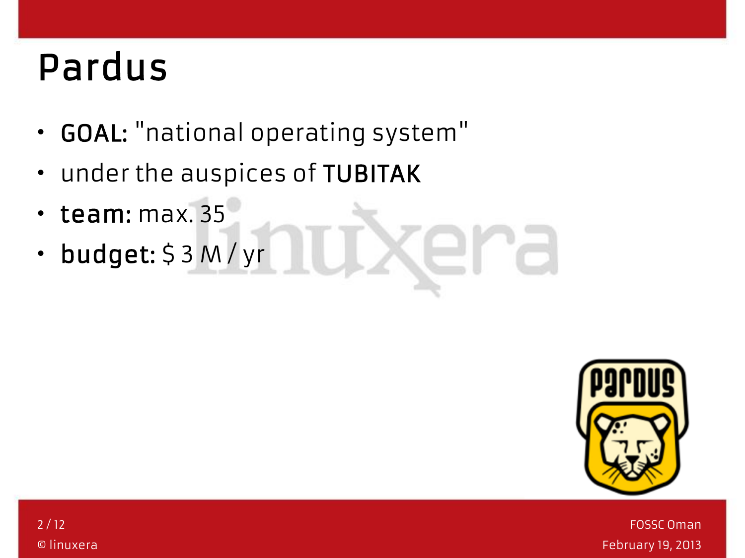# Pardus

- **GOAL:** "national operating system"
- under the auspices of **TUBITAK**
- **team:** max. 35
- **budget:** $ 3 M / yr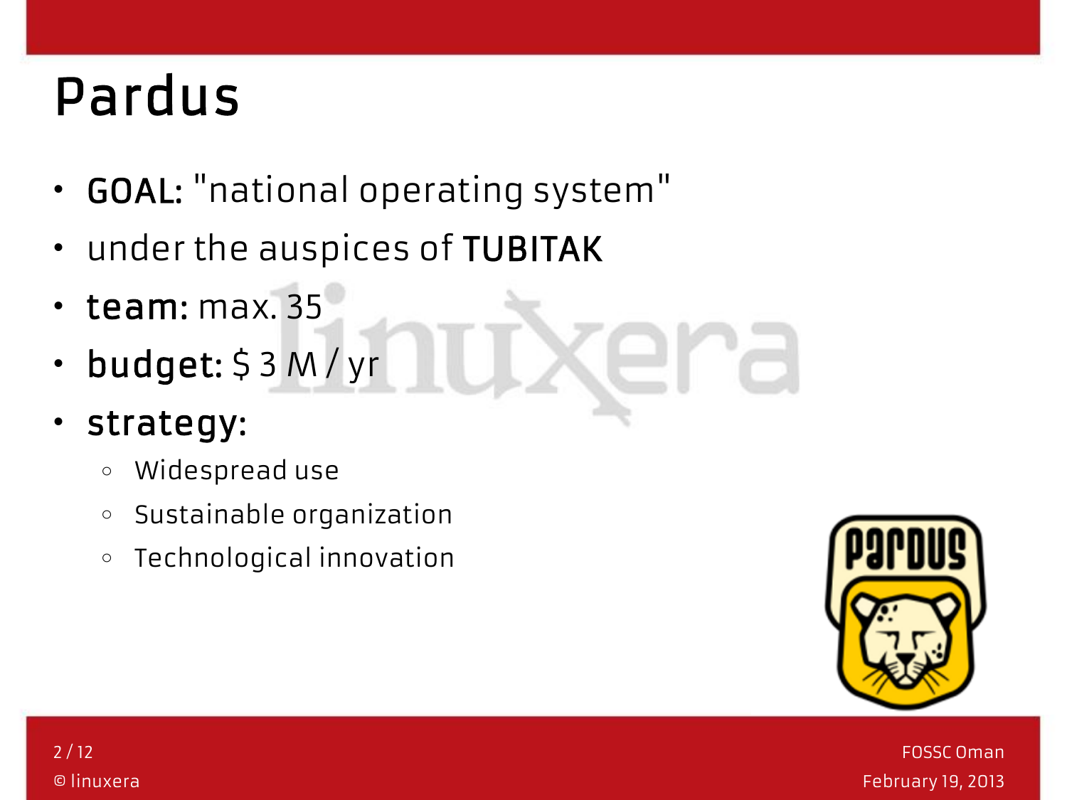# Pardus

- **GOAL:** "national operating system"
- under the auspices of **TUBITAK**
- **team:** max. 35
- **budget:** $ 3 M / yr
- **strategy:**
  - Widespread use
  - Sustainable organization
  - Technological innovation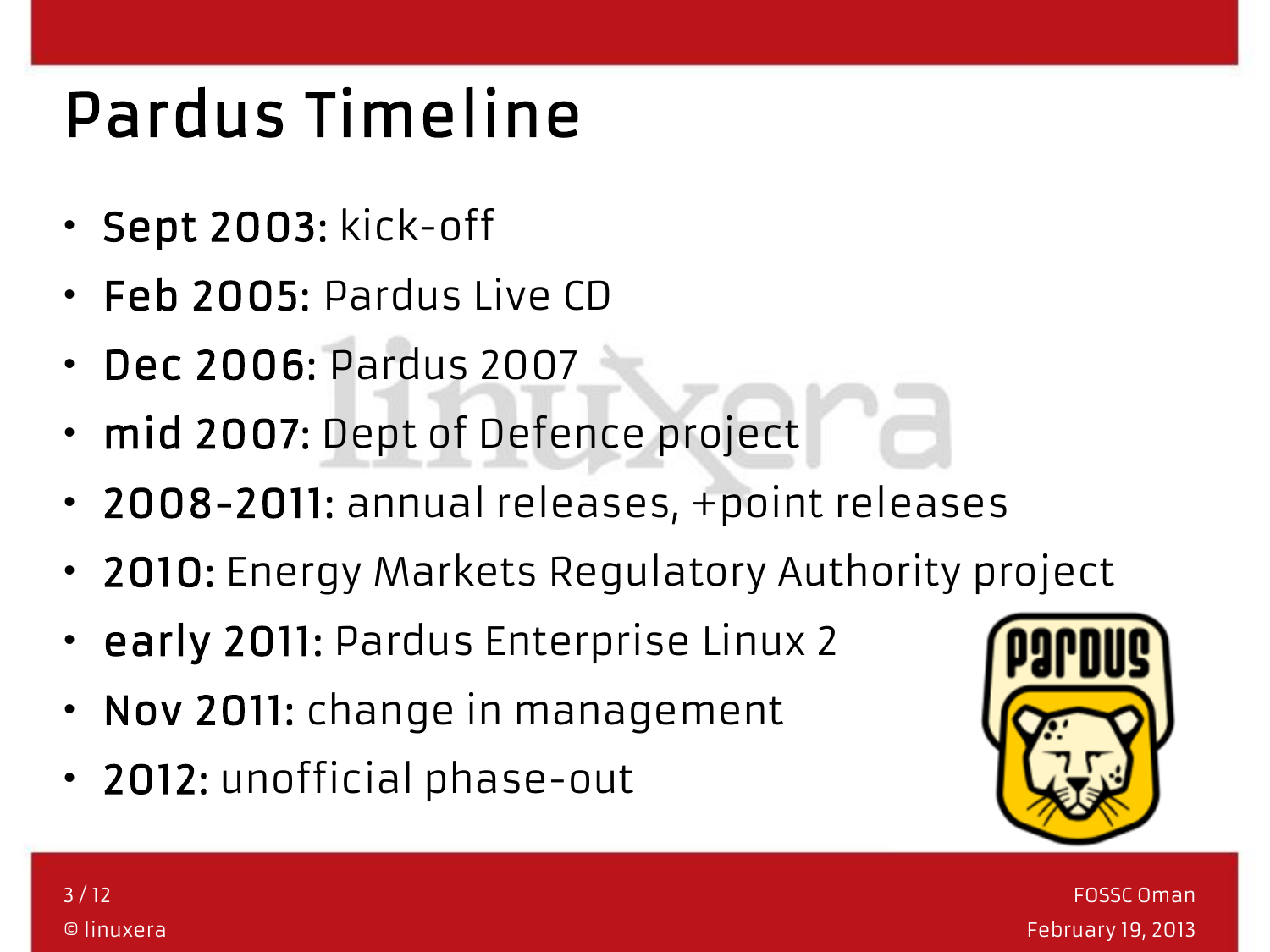# Pardus Timeline

- **Sept 2003:** kick-off
- **Feb 2005:** Pardus Live CD
- **Dec 2006:** Pardus 2007
- **mid 2007:** Dept of Defence project
- **2008-2011:** annual releases, +point releases
- **2010:** Energy Markets Regulatory Authority project
- **early 2011:** Pardus Enterprise Linux 2
- **Nov 2011:** change in management
- **2012:** unofficial phase-out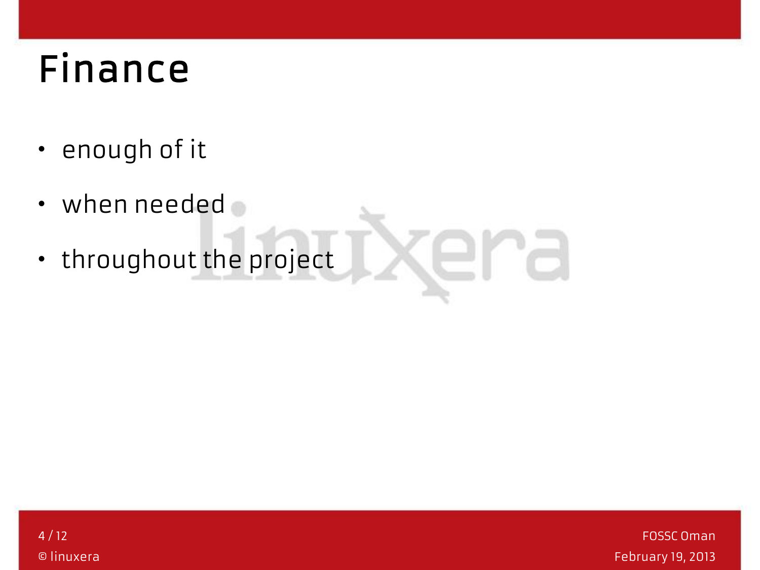# Finance

- enough of it
- when needed
- throughout the project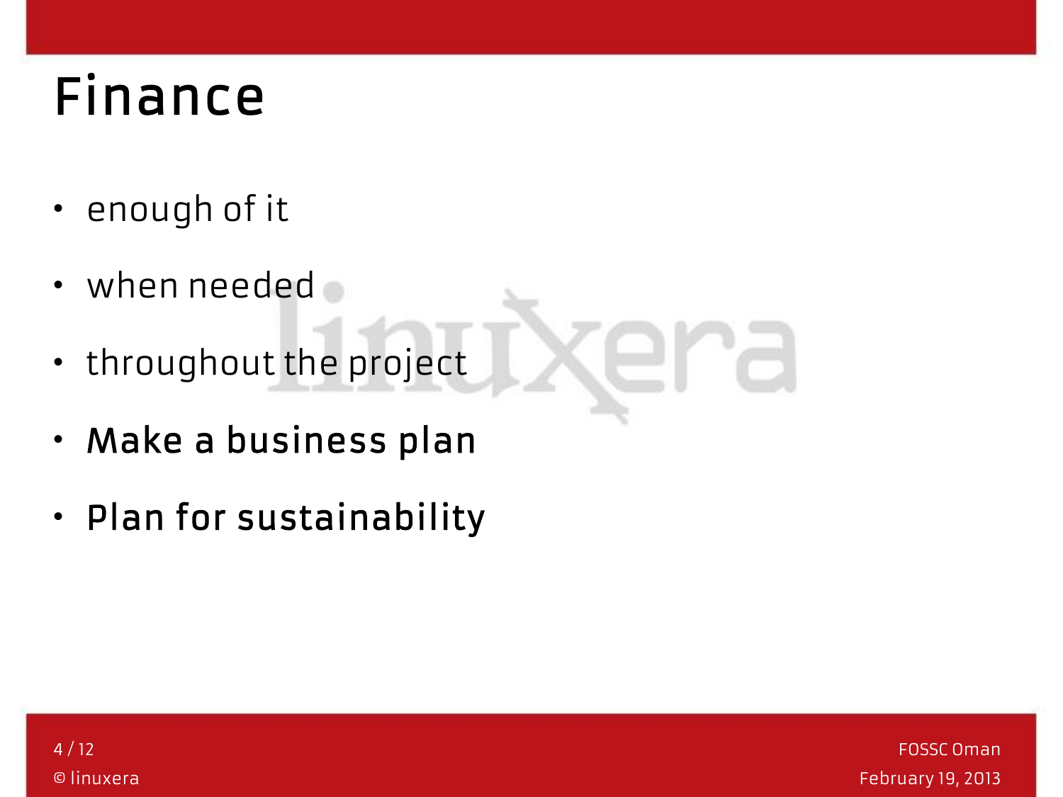# Finance

- enough of it
- when needed
- throughout the project
- **Make a business plan**
- **Plan for sustainability**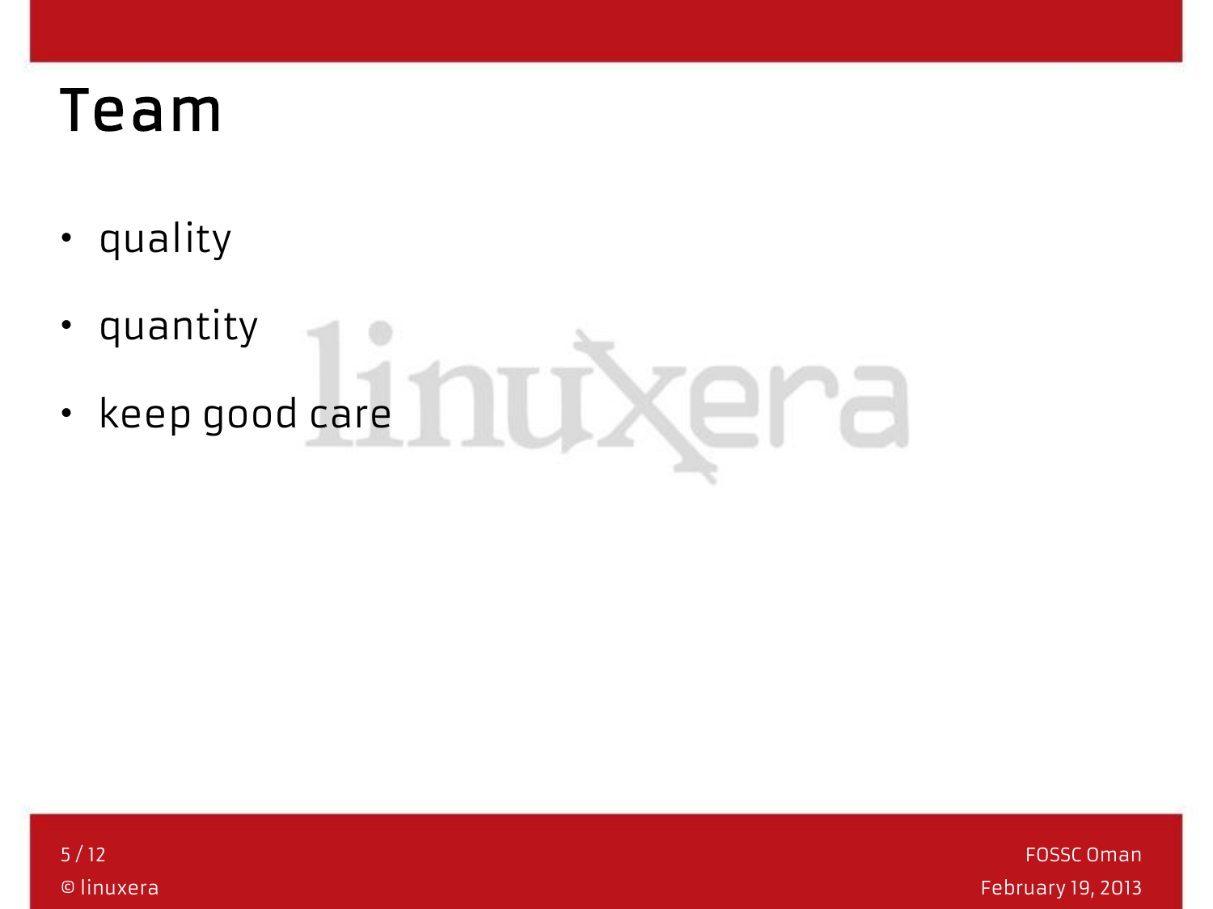# Team

- quality
- quantity
- keep good care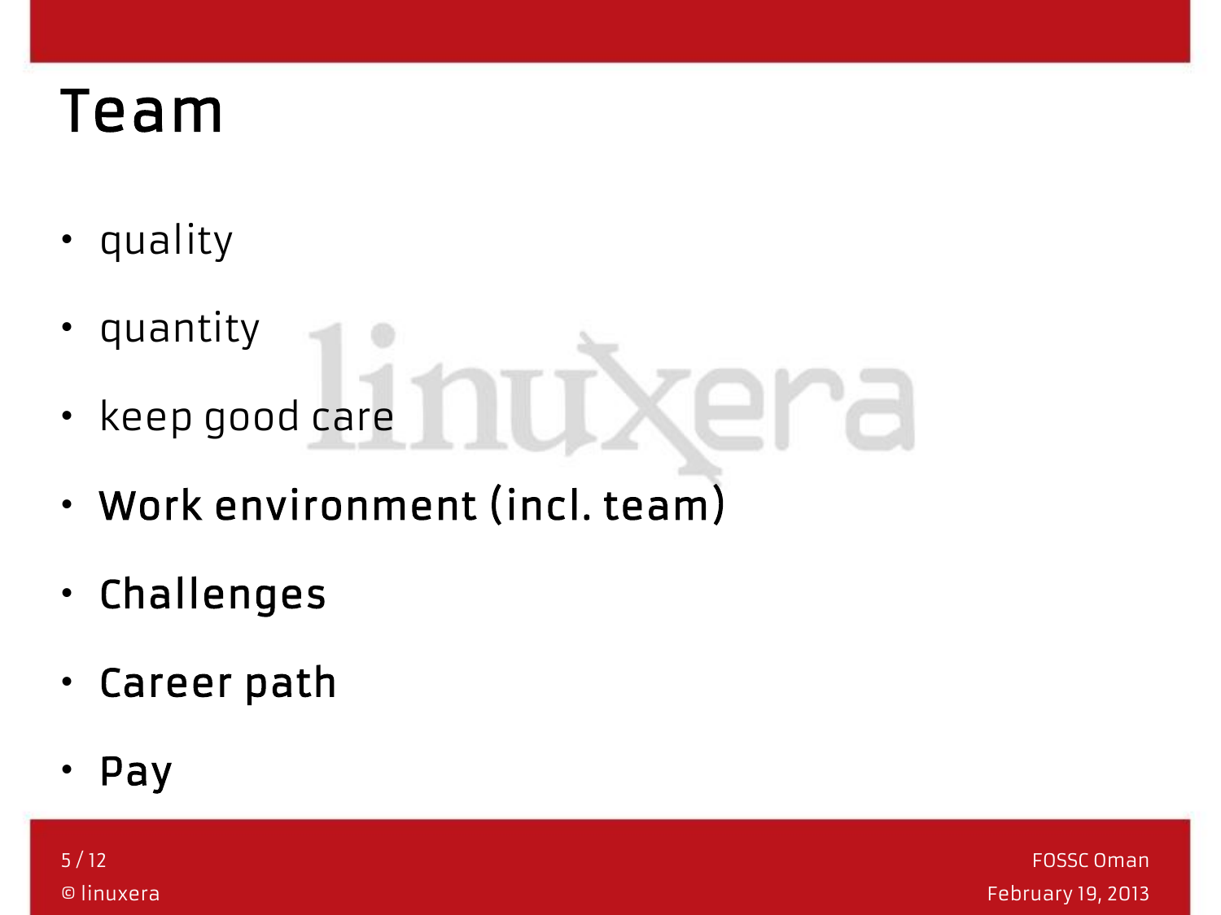# Team

- quality
- quantity
- keep good care
- **Work environment (incl. team)**
- **Challenges**
- **Career path**
- **Pay**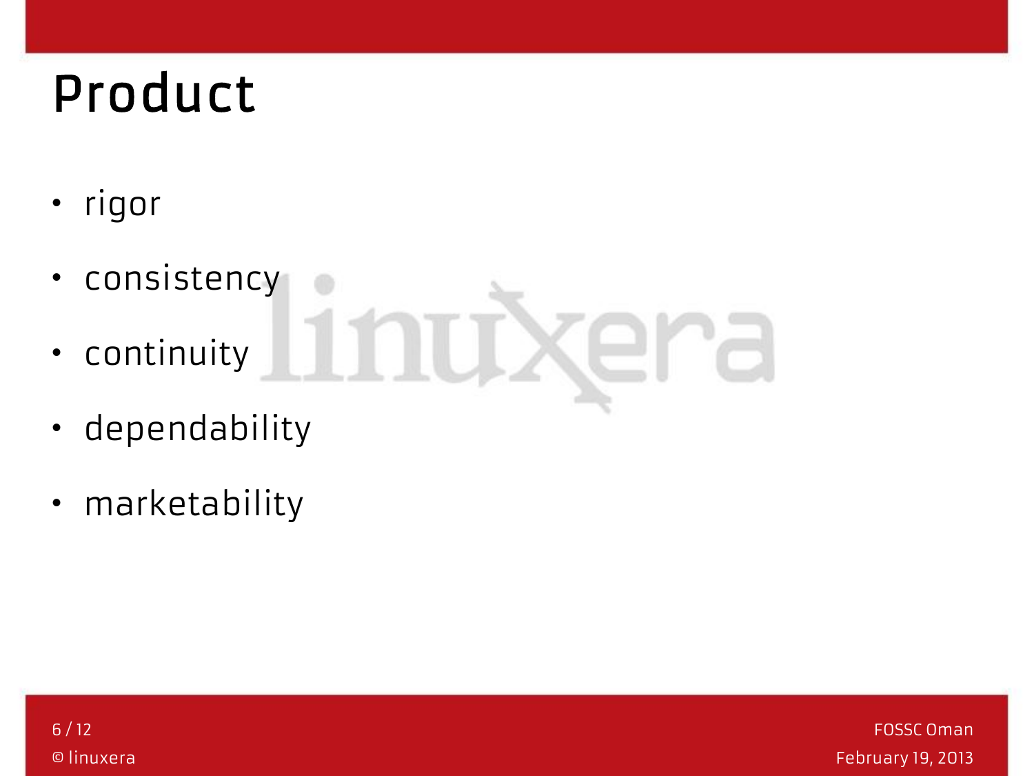# Product

- rigor
- consistency
- continuity
- dependability
- marketability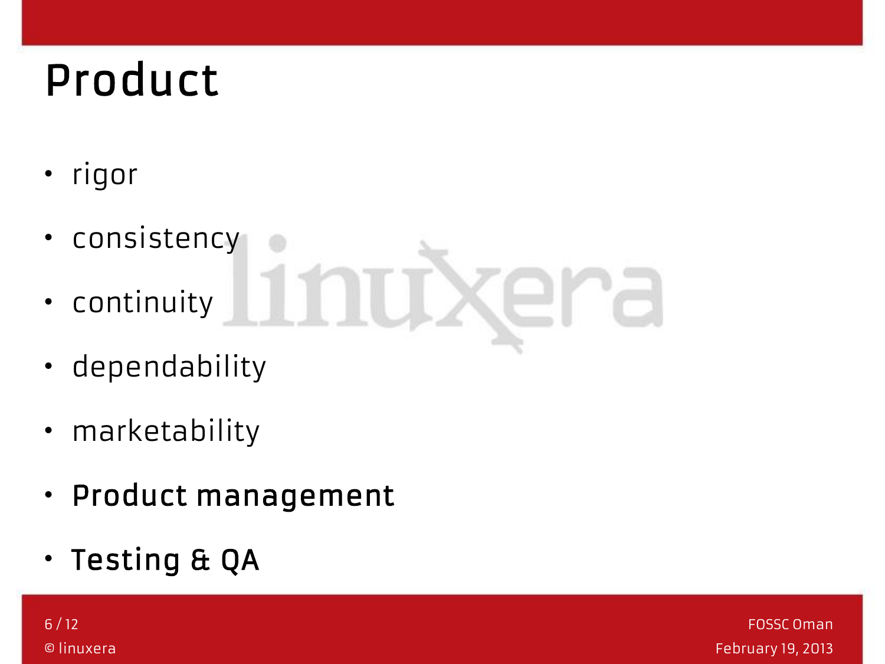# Product

- rigor
- consistency
- continuity
- dependability
- marketability
- **Product management**
- **Testing & QA**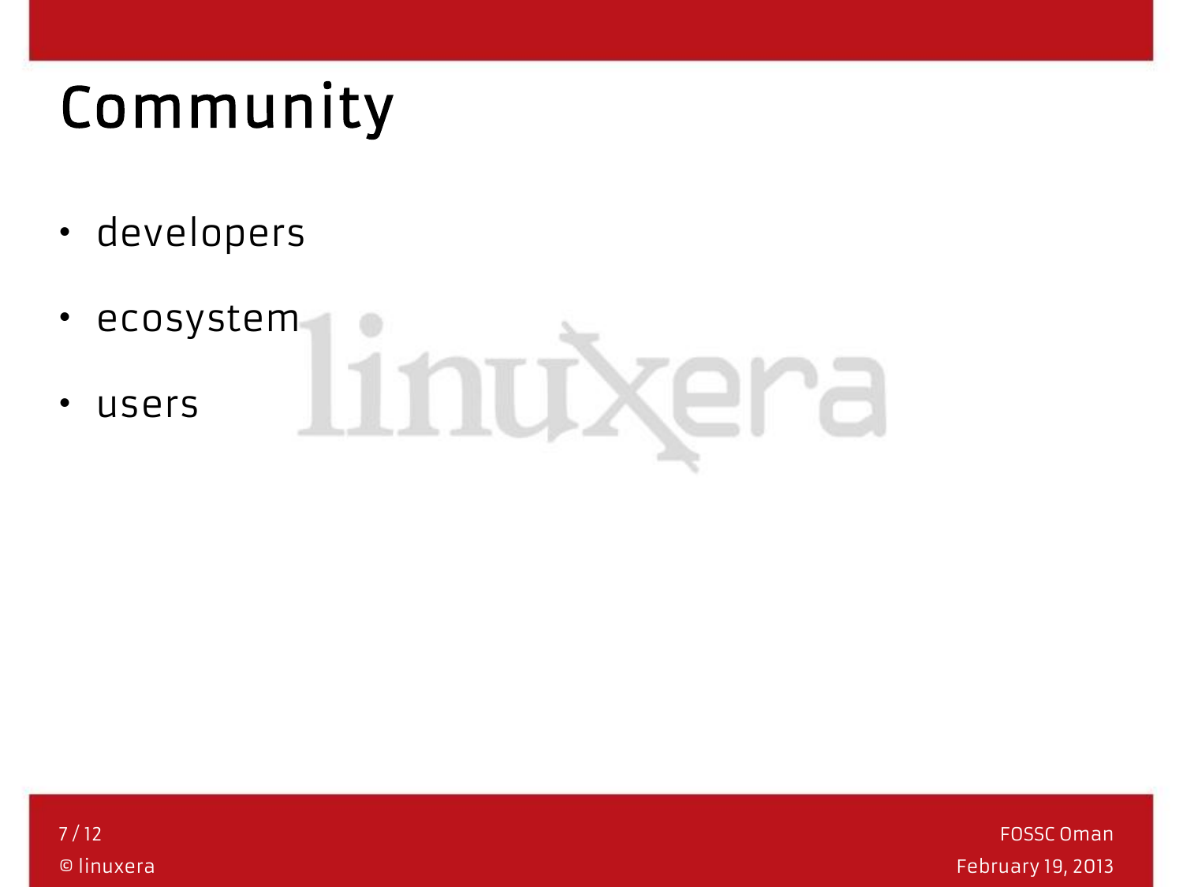# Community

- developers
- ecosystem
- users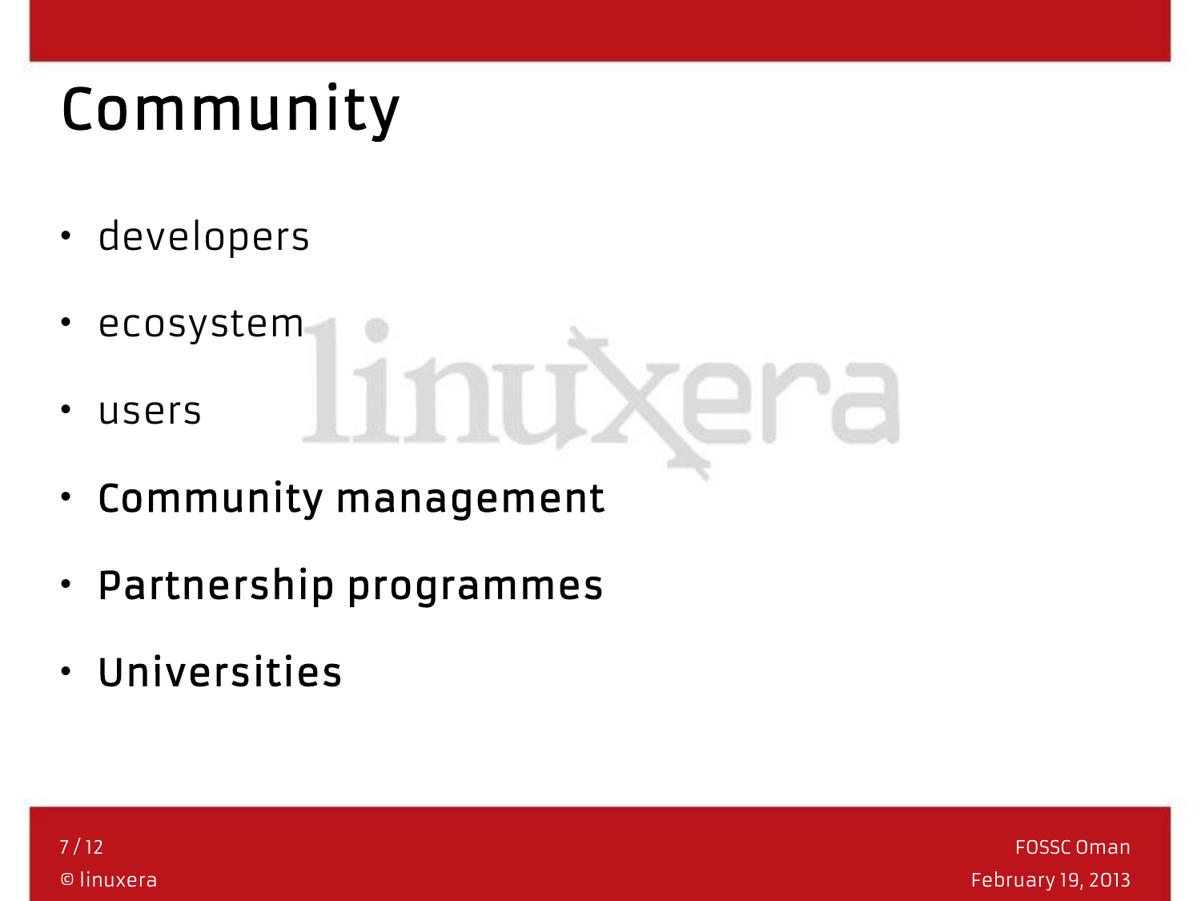# Community

- developers
- ecosystem
- users
- **Community management**
- **Partnership programmes**
- **Universities**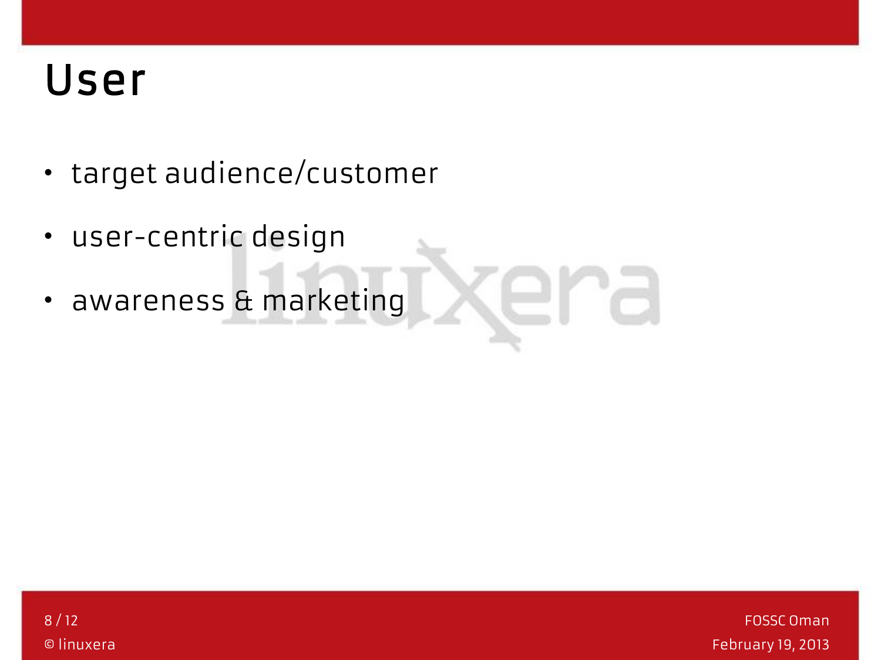# User

- target audience/customer
- user-centric design
- awareness & marketing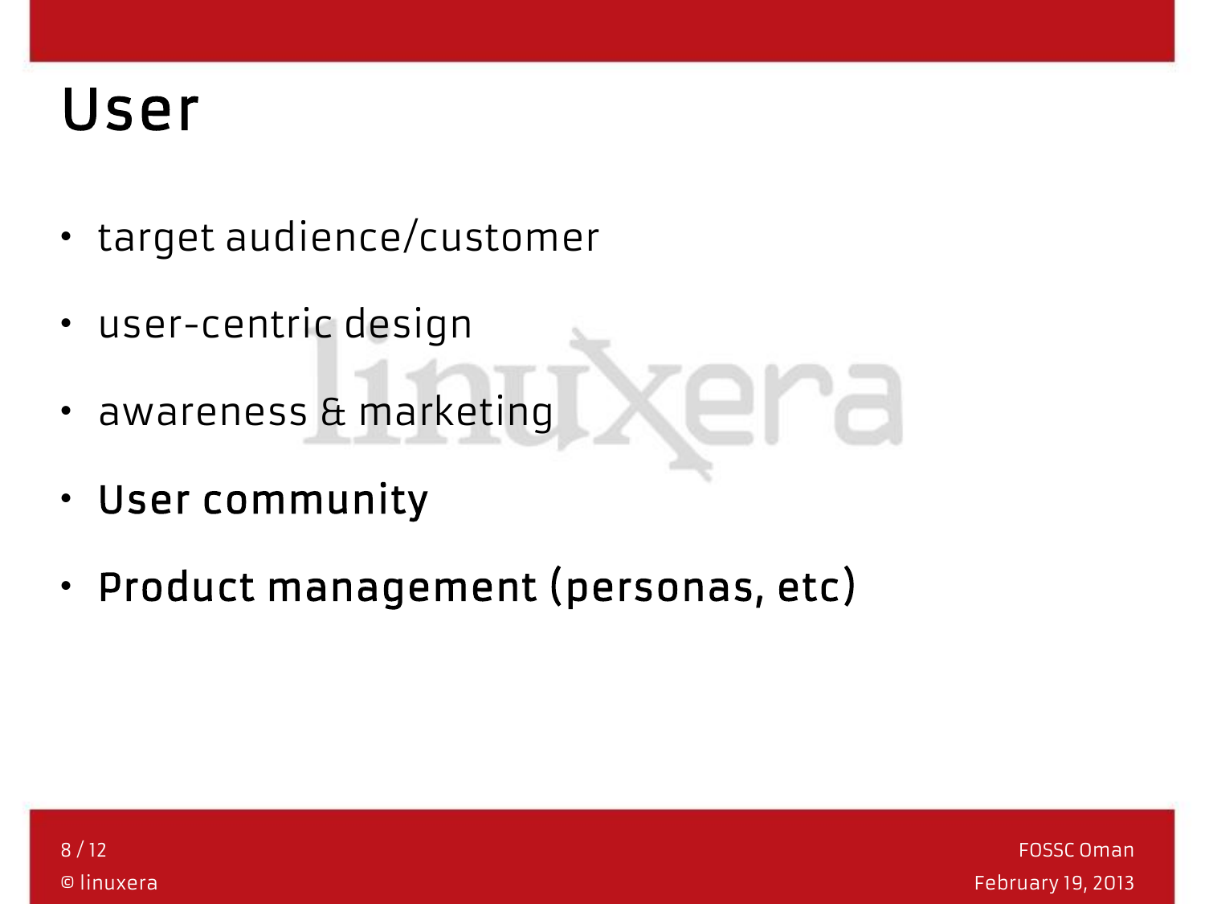# User

- target audience/customer
- user-centric design
- awareness & marketing
- **User community**
- **Product management (personas, etc)**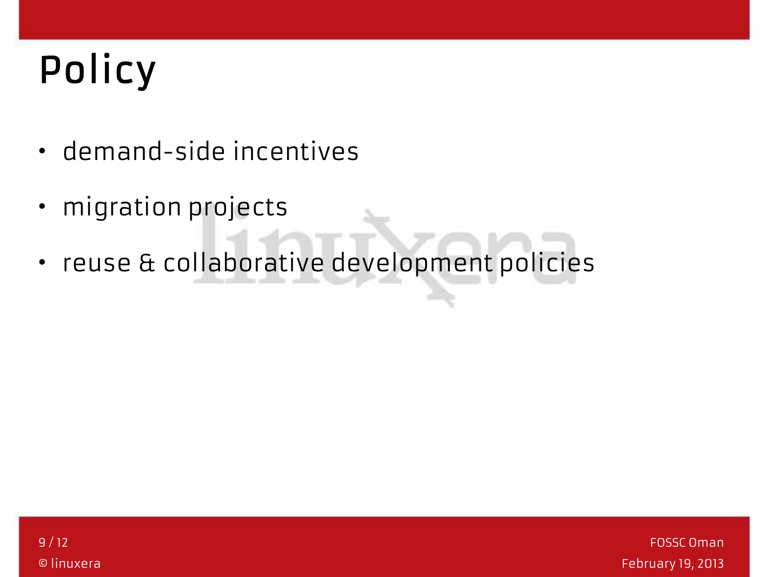# Policy

- demand-side incentives
- migration projects
- reuse & collaborative development policies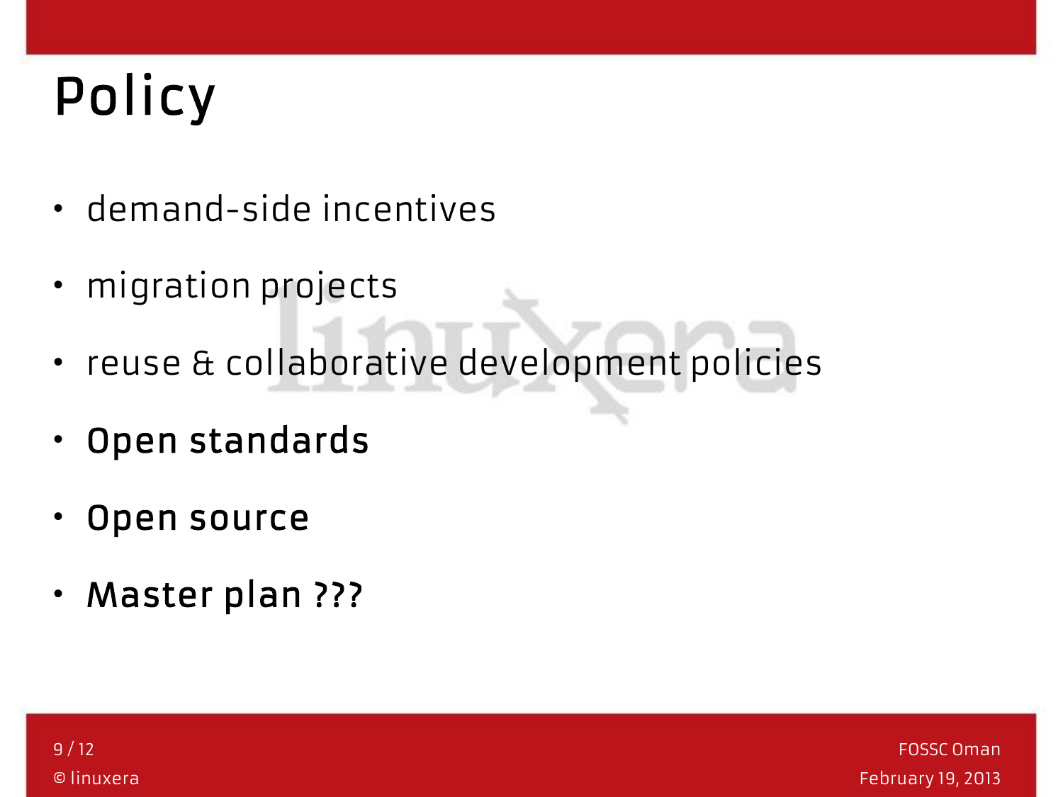# Policy

- demand-side incentives
- migration projects
- reuse & collaborative development policies
- **Open standards**
- **Open source**
- **Master plan ???**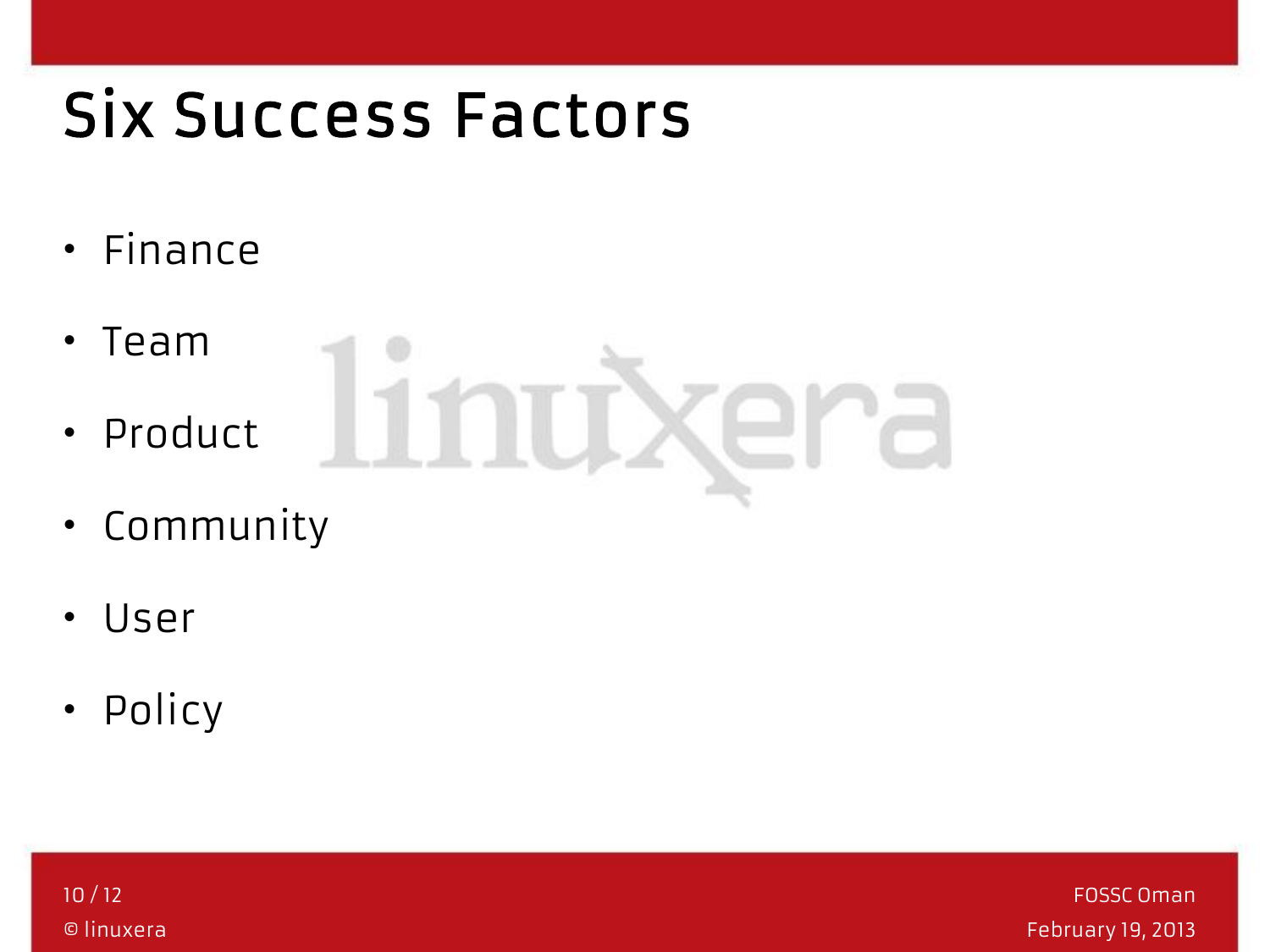# Six Success Factors

- Finance
- Team
- Product
- Community
- User
- Policy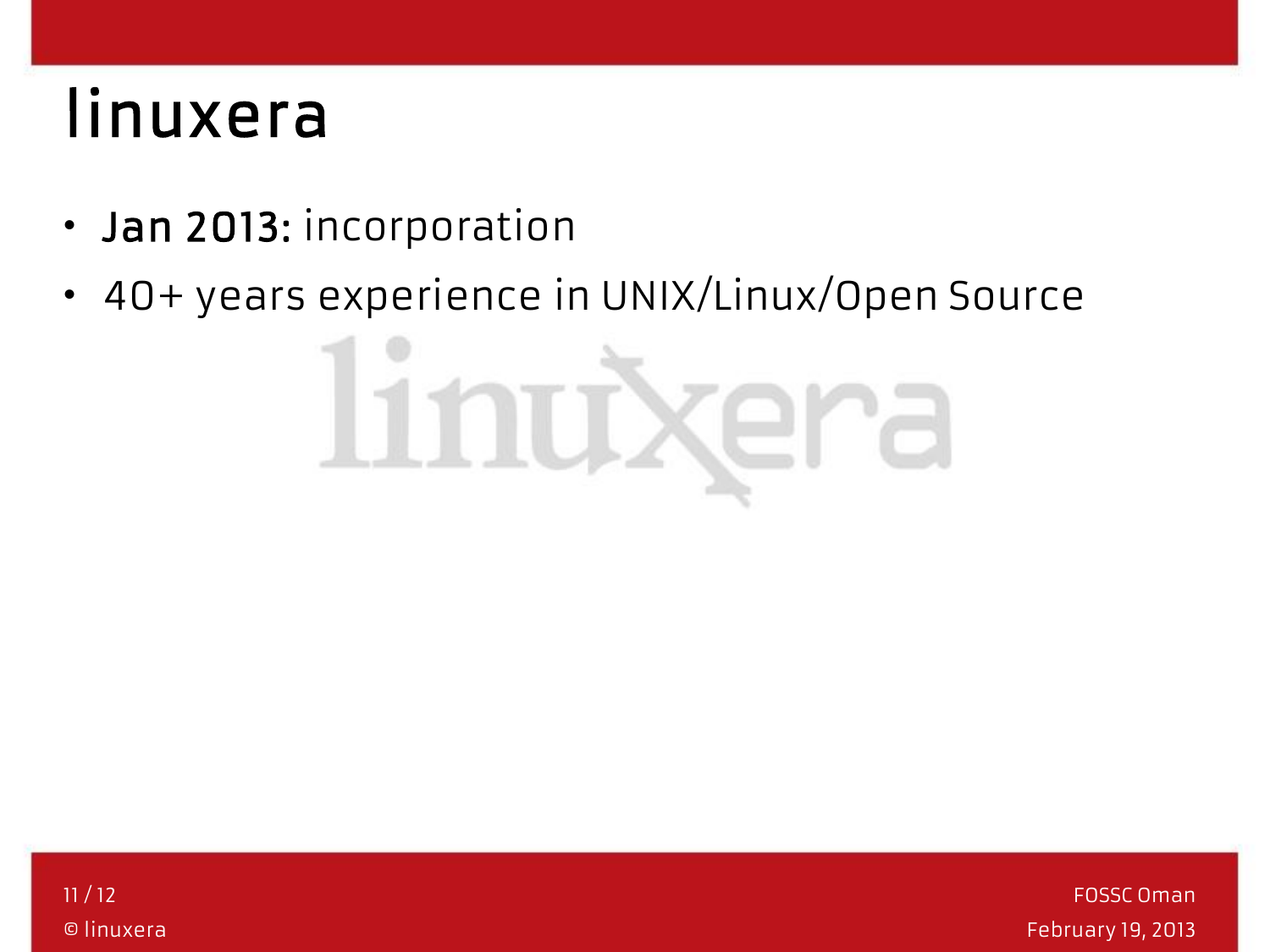# linuxera

- **Jan 2013:** incorporation
- 40+ years experience in UNIX/Linux/Open Source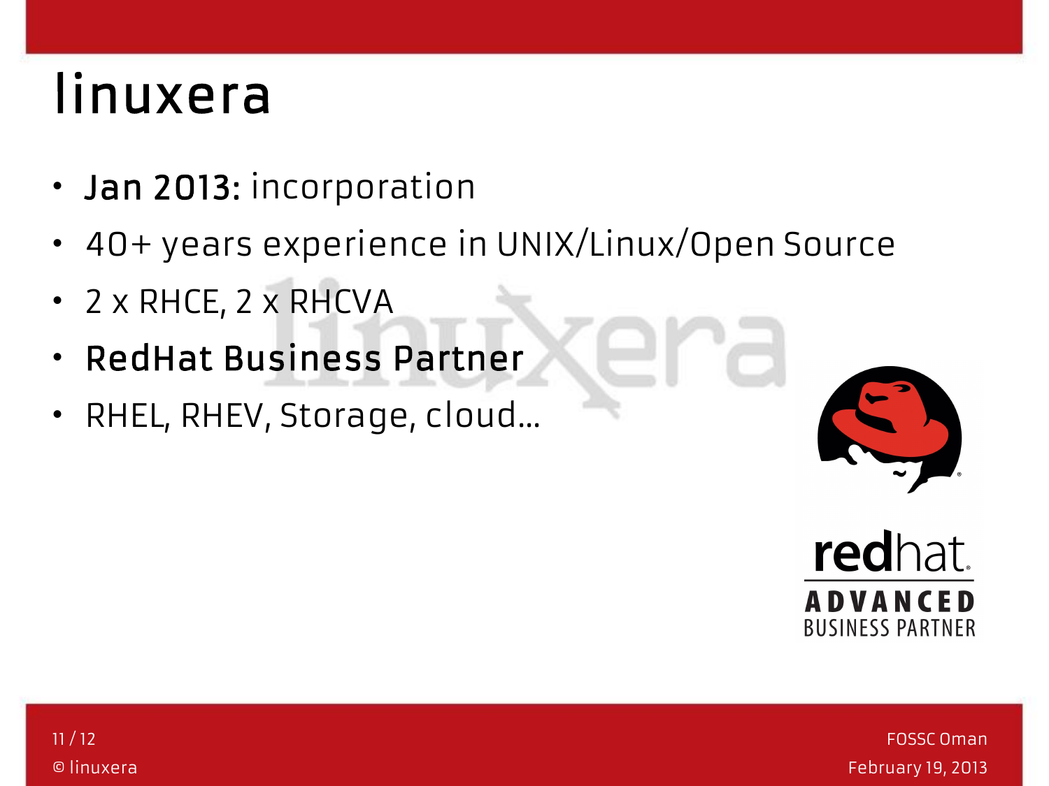# linuxera

- **Jan 2013:** incorporation
- 40+ years experience in UNIX/Linux/Open Source
- 2 x RHCE, 2 x RHCVA
- **RedHat Business Partner**
- RHEL, RHEV, Storage, cloud...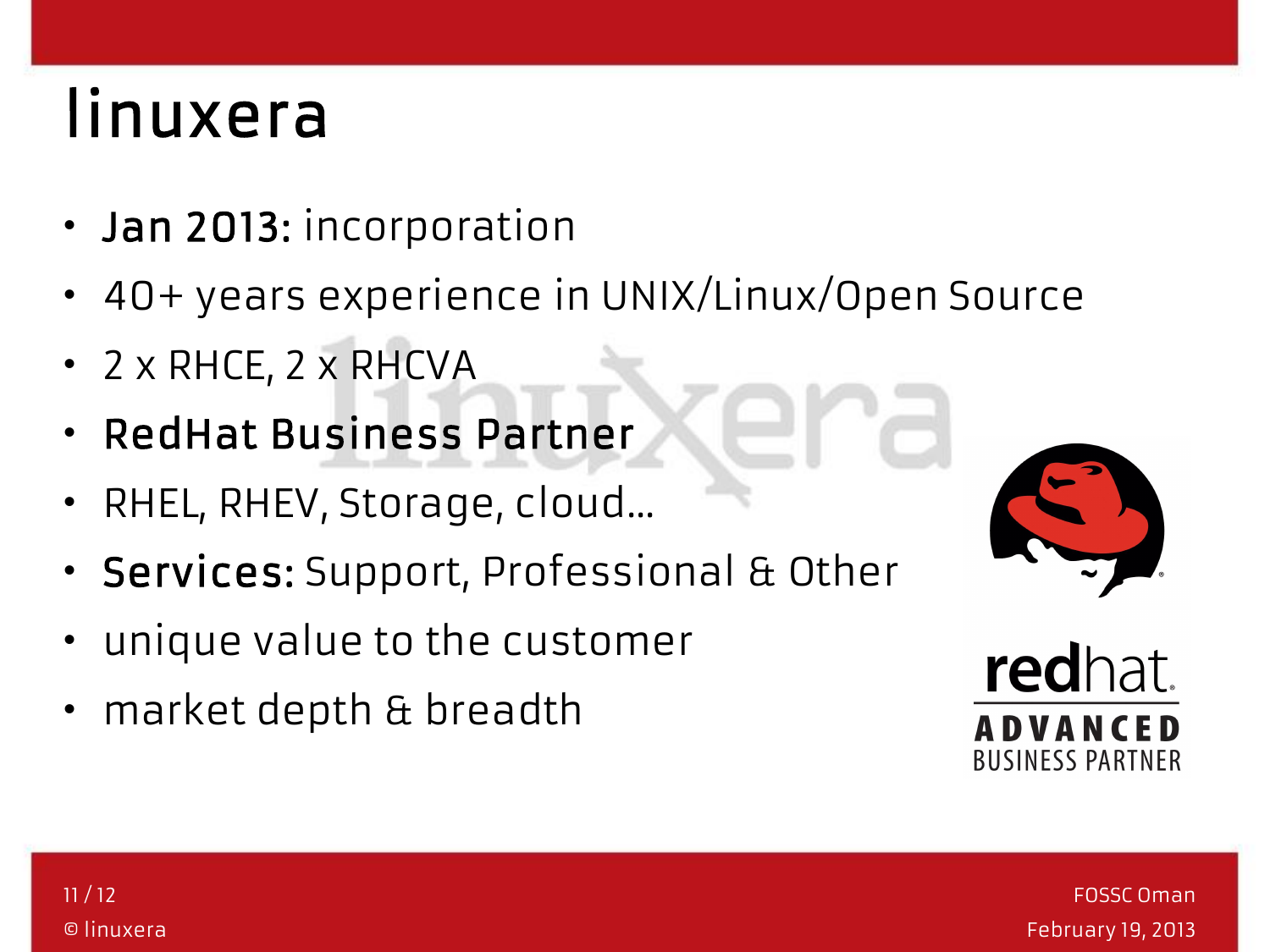# linuxera

- **Jan 2013:** incorporation
- 40+ years experience in UNIX/Linux/Open Source
- 2 x RHCE, 2 x RHCVA
- **RedHat Business Partner**
- RHEL, RHEV, Storage, cloud...
- **Services:** Support, Professional & Other
- unique value to the customer
- market depth & breadth

redhat. ADVANCED BUSINESS PARTNER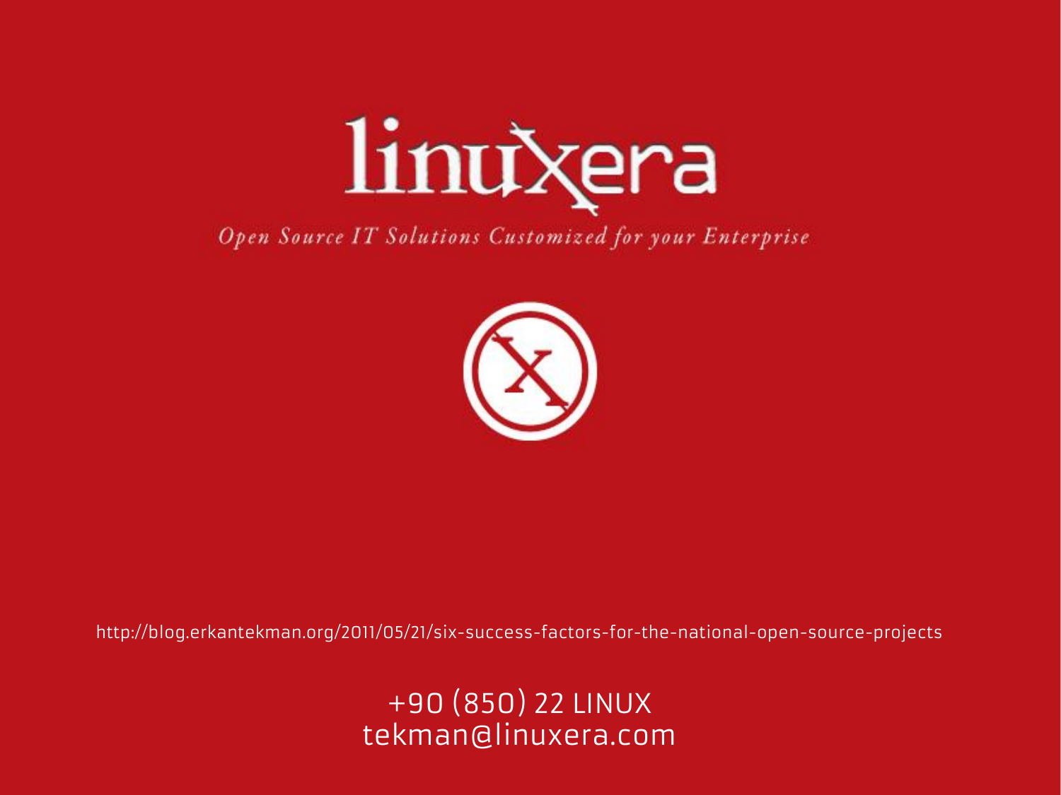linuxera

*Open Source IT Solutions Customized for your Enterprise*

http://blog.erkantekman.org/2011/05/21/six-success-factors-for-the-national-open-source-projects

+90 (850) 22 LINUX
tekman@linuxera.com